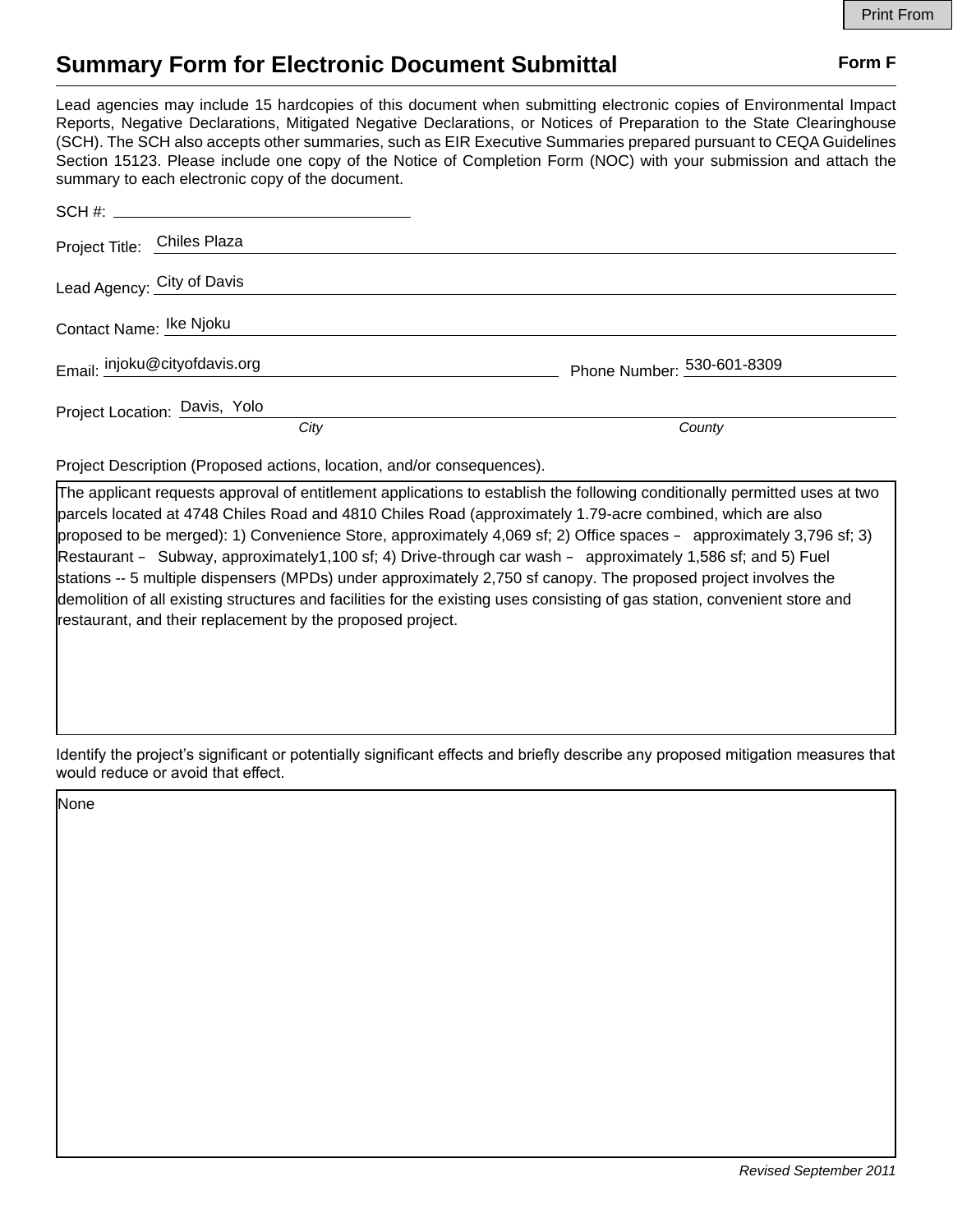# Summary Form for Electronic Document Submittal

**Form F**

Lead agencies may include 15 hardcopies of this document when submitting electronic copies of Environmental Impact Reports, Negative Declarations, Mitigated Negative Declarations, or Notices of Preparation to the State Clearinghouse (SCH). The SCH also accepts other summaries, such as EIR Executive Summaries prepared pursuant to CEQA Guidelines Section 15123. Please include one copy of the Notice of Completion Form (NOC) with your submission and attach the summary to each electronic copy of the document.

SCH #: 

Project Title: Chiles Plaza

Lead Agency: City of Davis

Contact Name: Ike Njoku

Email: injoku@cityofdavis.org

Phone Number: 530-601-8309

Project Location: Davis, Yolo

*City* *County*

Project Description (Proposed actions, location, and/or consequences).

The applicant requests approval of entitlement applications to establish the following conditionally permitted uses at two parcels located at 4748 Chiles Road and 4810 Chiles Road (approximately 1.79-acre combined, which are also proposed to be merged): 1) Convenience Store, approximately 4,069 sf; 2) Office spaces – approximately 3,796 sf; 3) Restaurant – Subway, approximately1,100 sf; 4) Drive-through car wash – approximately 1,586 sf; and 5) Fuel stations -- 5 multiple dispensers (MPDs) under approximately 2,750 sf canopy. The proposed project involves the demolition of all existing structures and facilities for the existing uses consisting of gas station, convenient store and restaurant, and their replacement by the proposed project.

Identify the project's significant or potentially significant effects and briefly describe any proposed mitigation measures that would reduce or avoid that effect.

None

*Revised September 2011*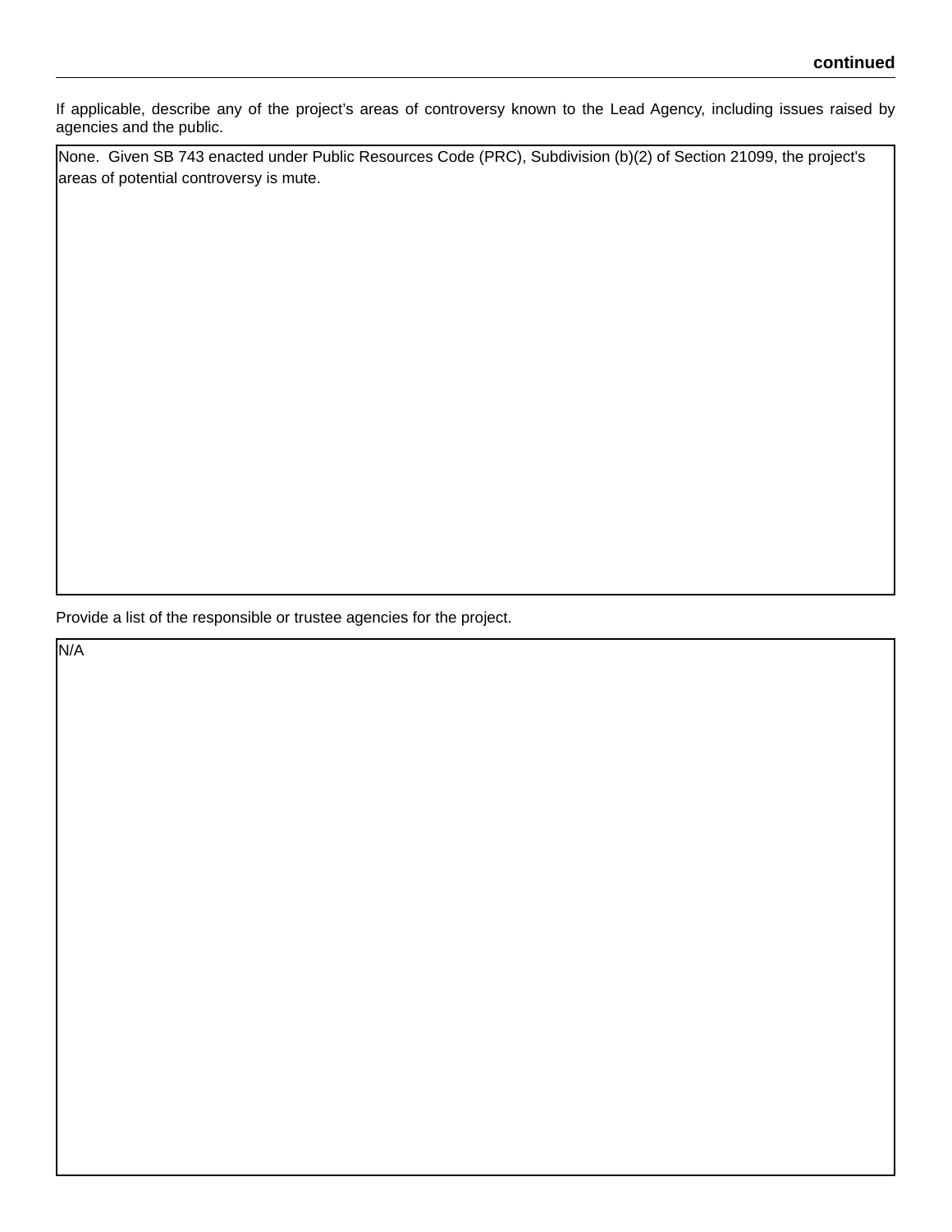**continued**

If applicable, describe any of the project's areas of controversy known to the Lead Agency, including issues raised by agencies and the public.

None. Given SB 743 enacted under Public Resources Code (PRC), Subdivision (b)(2) of Section 21099, the project's areas of potential controversy is mute.

Provide a list of the responsible or trustee agencies for the project.

N/A